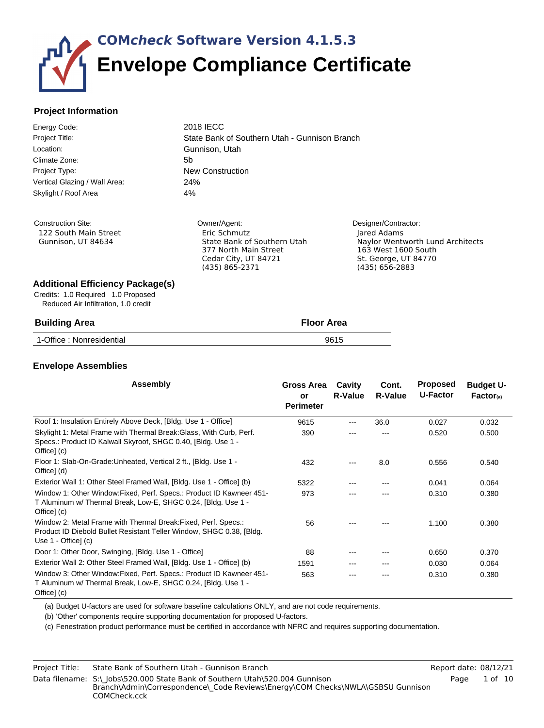# COM*check* Software Version 4.1.5.3

# Envelope Compliance Certificate

## Project Information

| | |
|---|---|
| Energy Code: | 2018 IECC |
| Project Title: | State Bank of Southern Utah - Gunnison Branch |
| Location: | Gunnison, Utah |
| Climate Zone: | 5b |
| Project Type: | New Construction |
| Vertical Glazing / Wall Area: | 24% |
| Skylight / Roof Area | 4% |

**Construction Site:**
122 South Main Street
Gunnison, UT 84634

**Owner/Agent:**
Eric Schmutz
State Bank of Southern Utah
377 North Main Street
Cedar City, UT 84721
(435) 865-2371

**Designer/Contractor:**
Jared Adams
Naylor Wentworth Lund Architects
163 West 1600 South
St. George, UT 84770
(435) 656-2883

## Additional Efficiency Package(s)

Credits: 1.0 Required 1.0 Proposed
Reduced Air Infiltration, 1.0 credit

| Building Area | Floor Area |
|---|---|
| 1-Office : Nonresidential | 9615 |

## Envelope Assemblies

| Assembly | Gross Area or Perimeter | Cavity R-Value | Cont. R-Value | Proposed U-Factor | Budget U-Factor(a) |
|---|---|---|---|---|---|
| Roof 1: Insulation Entirely Above Deck, [Bldg. Use 1 - Office] | 9615 | --- | 36.0 | 0.027 | 0.032 |
| Skylight 1: Metal Frame with Thermal Break:Glass, With Curb, Perf. Specs.: Product ID Kalwall Skyroof, SHGC 0.40, [Bldg. Use 1 - Office] (c) | 390 | --- | --- | 0.520 | 0.500 |
| Floor 1: Slab-On-Grade:Unheated, Vertical 2 ft., [Bldg. Use 1 - Office] (d) | 432 | --- | 8.0 | 0.556 | 0.540 |
| Exterior Wall 1: Other Steel Framed Wall, [Bldg. Use 1 - Office] (b) | 5322 | --- | --- | 0.041 | 0.064 |
| Window 1: Other Window:Fixed, Perf. Specs.: Product ID Kawneer 451-T Aluminum w/ Thermal Break, Low-E, SHGC 0.24, [Bldg. Use 1 - Office] (c) | 973 | --- | --- | 0.310 | 0.380 |
| Window 2: Metal Frame with Thermal Break:Fixed, Perf. Specs.: Product ID Diebold Bullet Resistant Teller Window, SHGC 0.38, [Bldg. Use 1 - Office] (c) | 56 | --- | --- | 1.100 | 0.380 |
| Door 1: Other Door, Swinging, [Bldg. Use 1 - Office] | 88 | --- | --- | 0.650 | 0.370 |
| Exterior Wall 2: Other Steel Framed Wall, [Bldg. Use 1 - Office] (b) | 1591 | --- | --- | 0.030 | 0.064 |
| Window 3: Other Window:Fixed, Perf. Specs.: Product ID Kawneer 451-T Aluminum w/ Thermal Break, Low-E, SHGC 0.24, [Bldg. Use 1 - Office] (c) | 563 | --- | --- | 0.310 | 0.380 |

(a) Budget U-factors are used for software baseline calculations ONLY, and are not code requirements.

(b) 'Other' components require supporting documentation for proposed U-factors.

(c) Fenestration product performance must be certified in accordance with NFRC and requires supporting documentation.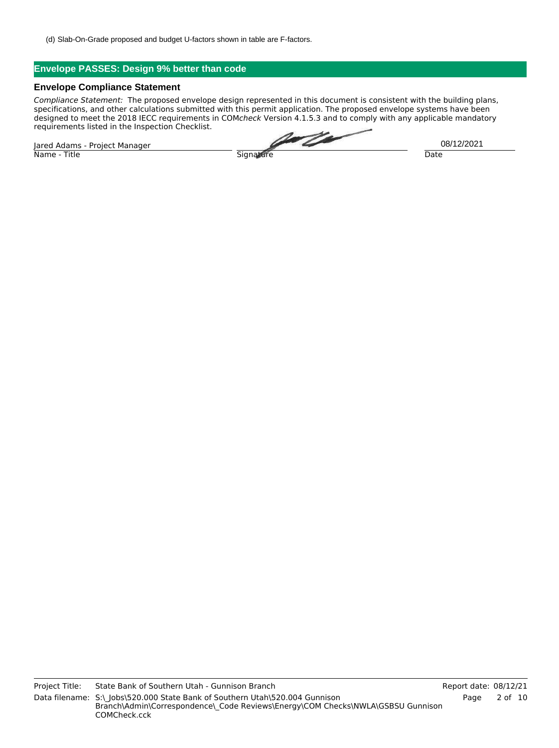(d) Slab-On-Grade proposed and budget U-factors shown in table are F-factors.

## Envelope PASSES: Design 9% better than code

### Envelope Compliance Statement

*Compliance Statement:* The proposed envelope design represented in this document is consistent with the building plans, specifications, and other calculations submitted with this permit application. The proposed envelope systems have been designed to meet the 2018 IECC requirements in COM*check* Version 4.1.5.3 and to comply with any applicable mandatory requirements listed in the Inspection Checklist.

| Jared Adams - Project Manager | | 08/12/2021 |
|---|---|---|
| Name - Title | Signature | Date |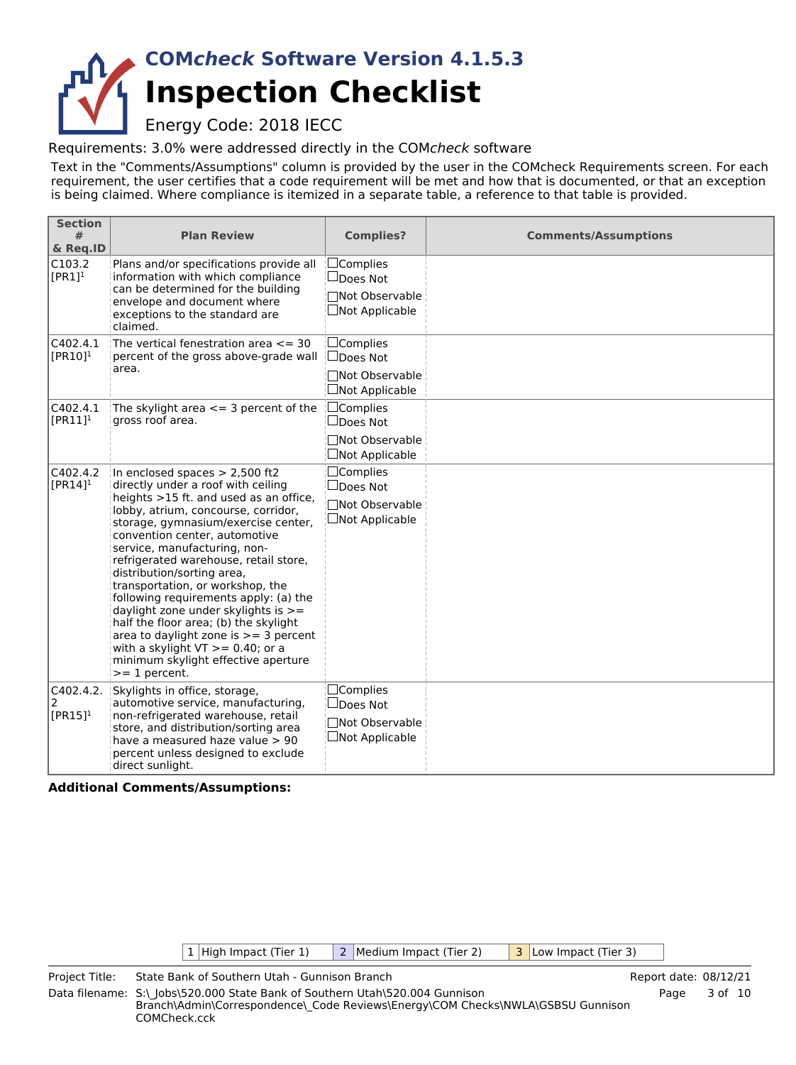# COM*check* Software Version 4.1.5.3

# Inspection Checklist

Energy Code: 2018 IECC

Requirements: 3.0% were addressed directly in the COM*check* software

Text in the "Comments/Assumptions" column is provided by the user in the COMcheck Requirements screen. For each requirement, the user certifies that a code requirement will be met and how that is documented, or that an exception is being claimed. Where compliance is itemized in a separate table, a reference to that table is provided.

| Section # & Req.ID | Plan Review | Complies? | Comments/Assumptions |
|---|---|---|---|
| C103.2 [PR1][1] | Plans and/or specifications provide all information with which compliance can be determined for the building envelope and document where exceptions to the standard are claimed. | ☐Complies ☐Does Not ☐Not Observable ☐Not Applicable | |
| C402.4.1 [PR10][1] | The vertical fenestration area <= 30 percent of the gross above-grade wall area. | ☐Complies ☐Does Not ☐Not Observable ☐Not Applicable | |
| C402.4.1 [PR11][1] | The skylight area <= 3 percent of the gross roof area. | ☐Complies ☐Does Not ☐Not Observable ☐Not Applicable | |
| C402.4.2 [PR14][1] | In enclosed spaces > 2,500 ft2 directly under a roof with ceiling heights >15 ft. and used as an office, lobby, atrium, concourse, corridor, storage, gymnasium/exercise center, convention center, automotive service, manufacturing, non-refrigerated warehouse, retail store, distribution/sorting area, transportation, or workshop, the following requirements apply: (a) the daylight zone under skylights is >= half the floor area; (b) the skylight area to daylight zone is >= 3 percent with a skylight VT >= 0.40; or a minimum skylight effective aperture >= 1 percent. | ☐Complies ☐Does Not ☐Not Observable ☐Not Applicable | |
| C402.4.2.2 [PR15][1] | Skylights in office, storage, automotive service, manufacturing, non-refrigerated warehouse, retail store, and distribution/sorting area have a measured haze value > 90 percent unless designed to exclude direct sunlight. | ☐Complies ☐Does Not ☐Not Observable ☐Not Applicable | |

**Additional Comments/Assumptions:**

| 1 | High Impact (Tier 1) | 2 | Medium Impact (Tier 2) | 3 | Low Impact (Tier 3) |
|---|---|---|---|---|---|

Project Title: State Bank of Southern Utah - Gunnison Branch

Data filename: S:\_Jobs\520.000 State Bank of Southern Utah\520.004 Gunnison Branch\Admin\Correspondence\_Code Reviews\Energy\COM Checks\NWLA\GSBSU Gunnison COMCheck.cck

Report date: 08/12/21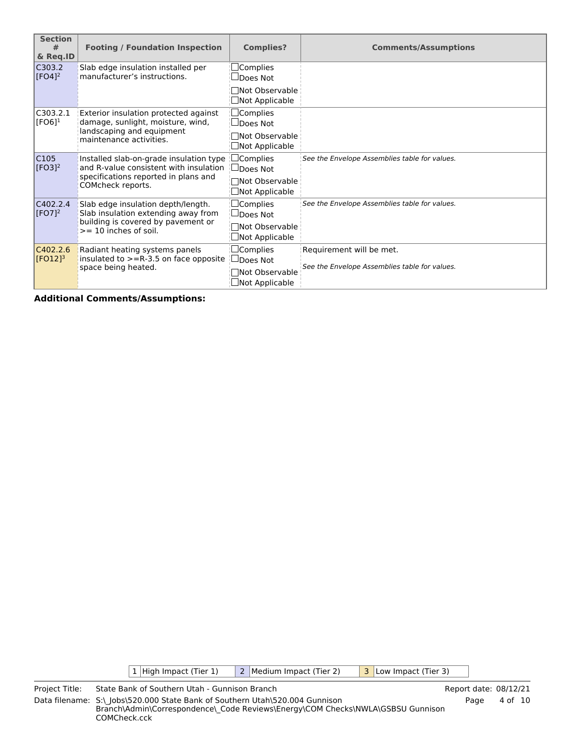| Section # & Req.ID | Footing / Foundation Inspection | Complies? | Comments/Assumptions |
|---|---|---|---|
| C303.2 [FO4][2] | Slab edge insulation installed per manufacturer's instructions. | ☐Complies ☐Does Not ☐Not Observable ☐Not Applicable | |
| C303.2.1 [FO6][1] | Exterior insulation protected against damage, sunlight, moisture, wind, landscaping and equipment maintenance activities. | ☐Complies ☐Does Not ☐Not Observable ☐Not Applicable | |
| C105 [FO3][2] | Installed slab-on-grade insulation type and R-value consistent with insulation specifications reported in plans and COMcheck reports. | ☐Complies ☐Does Not ☐Not Observable ☐Not Applicable | *See the Envelope Assemblies table for values.* |
| C402.2.4 [FO7][2] | Slab edge insulation depth/length. Slab insulation extending away from building is covered by pavement or >= 10 inches of soil. | ☐Complies ☐Does Not ☐Not Observable ☐Not Applicable | *See the Envelope Assemblies table for values.* |
| C402.2.6 [FO12][3] | Radiant heating systems panels insulated to >=R-3.5 on face opposite space being heated. | ☐Complies ☐Does Not ☐Not Observable ☐Not Applicable | Requirement will be met. *See the Envelope Assemblies table for values.* |

**Additional Comments/Assumptions:**

| 1 | High Impact (Tier 1) | 2 | Medium Impact (Tier 2) | 3 | Low Impact (Tier 3) |
|---|---|---|---|---|---|

Project Title: State Bank of Southern Utah - Gunnison Branch
Report date: 08/12/21
Data filename: S:\_Jobs\520.000 State Bank of Southern Utah\520.004 Gunnison Branch\Admin\Correspondence\_Code Reviews\Energy\COM Checks\NWLA\GSBSU Gunnison COMCheck.cck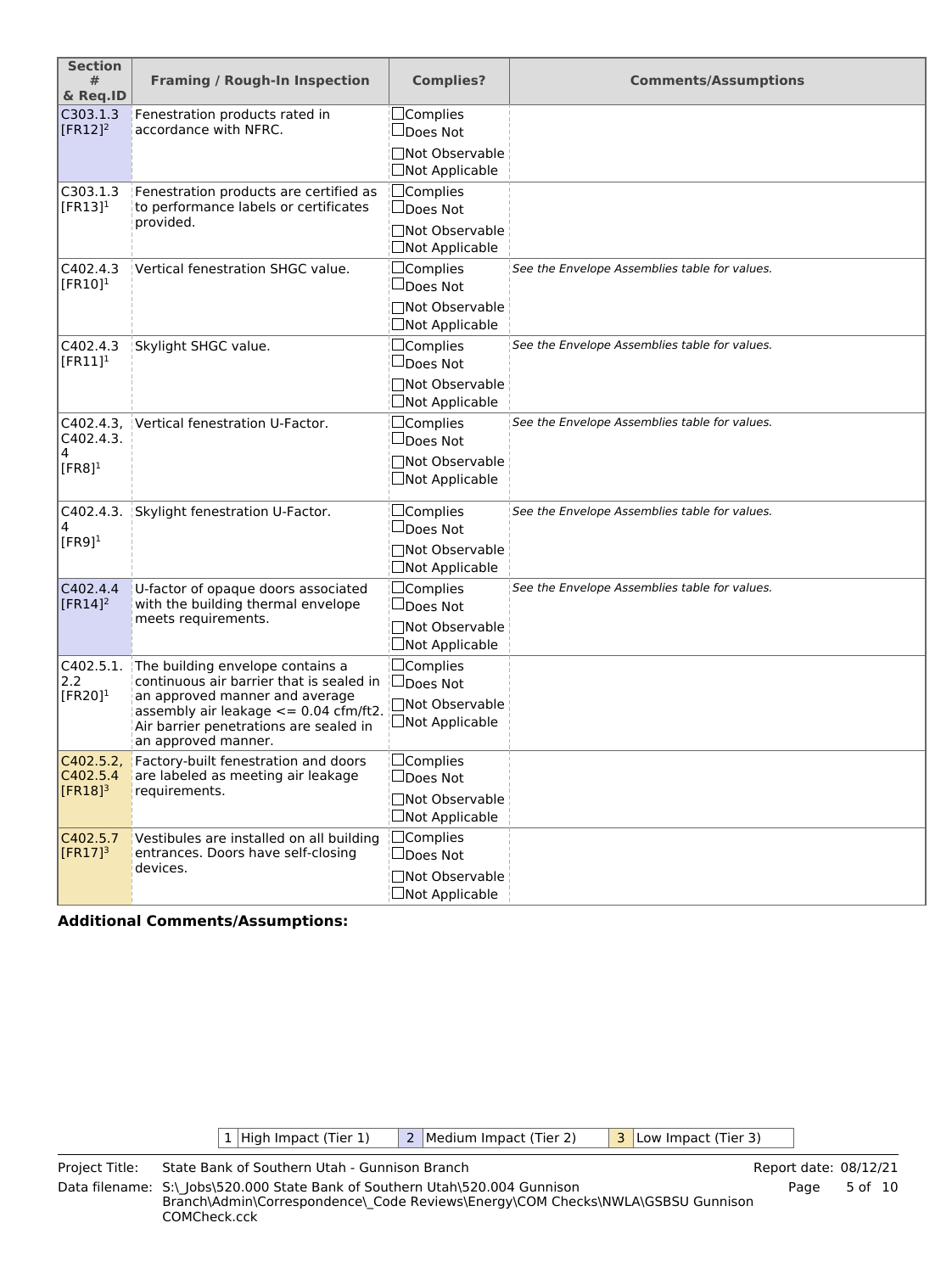| Section # & Req.ID | Framing / Rough-In Inspection | Complies? | Comments/Assumptions |
|---|---|---|---|
| C303.1.3 [FR12][2] | Fenestration products rated in accordance with NFRC. | ☐Complies ☐Does Not ☐Not Observable ☐Not Applicable | |
| C303.1.3 [FR13][1] | Fenestration products are certified as to performance labels or certificates provided. | ☐Complies ☐Does Not ☐Not Observable ☐Not Applicable | |
| C402.4.3 [FR10][1] | Vertical fenestration SHGC value. | ☐Complies ☐Does Not ☐Not Observable ☐Not Applicable | *See the Envelope Assemblies table for values.* |
| C402.4.3 [FR11][1] | Skylight SHGC value. | ☐Complies ☐Does Not ☐Not Observable ☐Not Applicable | *See the Envelope Assemblies table for values.* |
| C402.4.3, C402.4.3.4 [FR8][1] | Vertical fenestration U-Factor. | ☐Complies ☐Does Not ☐Not Observable ☐Not Applicable | *See the Envelope Assemblies table for values.* |
| C402.4.3.4 [FR9][1] | Skylight fenestration U-Factor. | ☐Complies ☐Does Not ☐Not Observable ☐Not Applicable | *See the Envelope Assemblies table for values.* |
| C402.4.4 [FR14][2] | U-factor of opaque doors associated with the building thermal envelope meets requirements. | ☐Complies ☐Does Not ☐Not Observable ☐Not Applicable | *See the Envelope Assemblies table for values.* |
| C402.5.1.2.2 [FR20][1] | The building envelope contains a continuous air barrier that is sealed in an approved manner and average assembly air leakage <= 0.04 cfm/ft2. Air barrier penetrations are sealed in an approved manner. | ☐Complies ☐Does Not ☐Not Observable ☐Not Applicable | |
| C402.5.2, C402.5.4 [FR18][3] | Factory-built fenestration and doors are labeled as meeting air leakage requirements. | ☐Complies ☐Does Not ☐Not Observable ☐Not Applicable | |
| C402.5.7 [FR17][3] | Vestibules are installed on all building entrances. Doors have self-closing devices. | ☐Complies ☐Does Not ☐Not Observable ☐Not Applicable | |

**Additional Comments/Assumptions:**

| 1 | High Impact (Tier 1) | 2 | Medium Impact (Tier 2) | 3 | Low Impact (Tier 3) |
|---|---|---|---|---|---|

Project Title: State Bank of Southern Utah - Gunnison Branch
Report date: 08/12/21
Data filename: S:\_Jobs\520.000 State Bank of Southern Utah\520.004 Gunnison Branch\Admin\Correspondence\_Code Reviews\Energy\COM Checks\NWLA\GSBSU Gunnison COMCheck.cck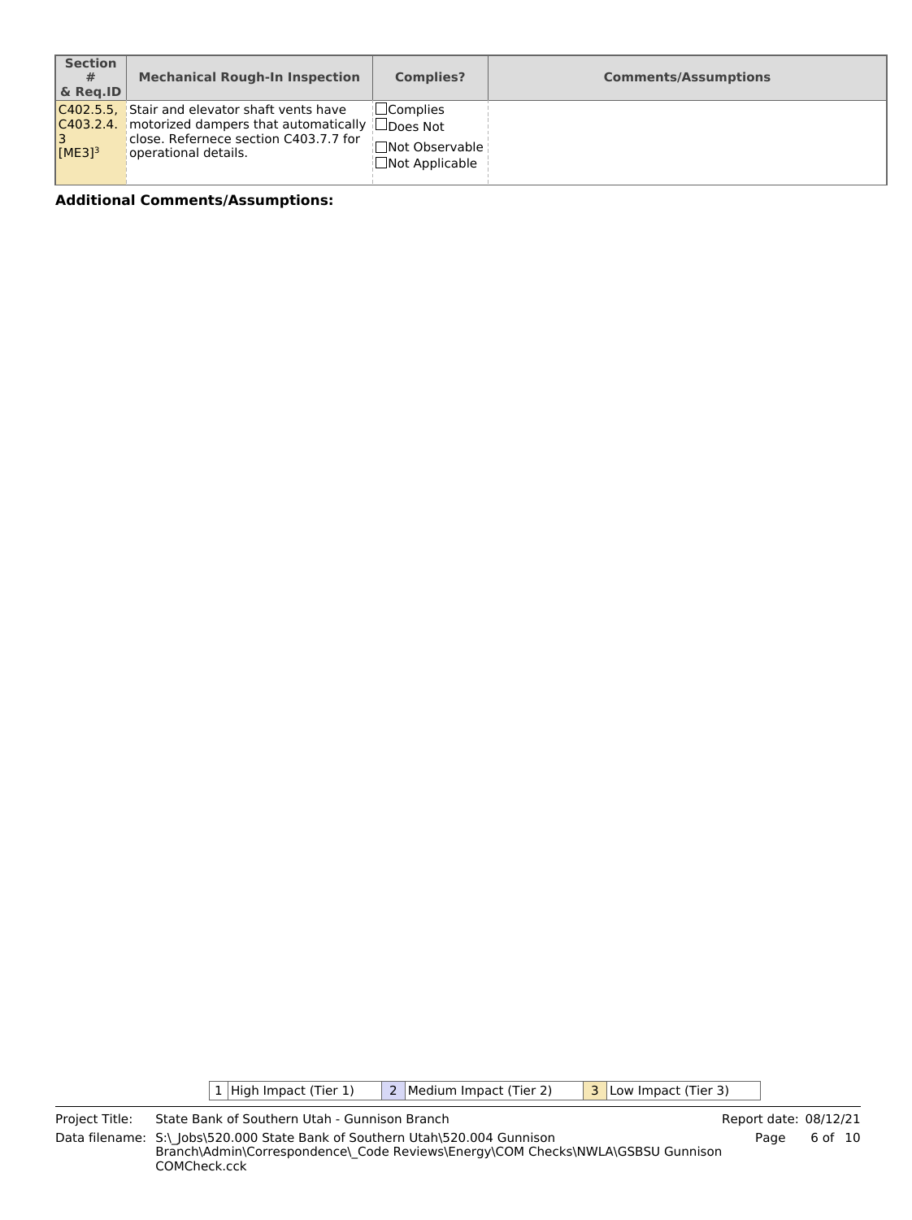| Section # & Req.ID | Mechanical Rough-In Inspection | Complies? | Comments/Assumptions |
|---|---|---|---|
| C402.5.5, C403.2.4.3 [ME3][3] | Stair and elevator shaft vents have motorized dampers that automatically close. Refernece section C403.7.7 for operational details. | ☐Complies ☐Does Not ☐Not Observable ☐Not Applicable | |

**Additional Comments/Assumptions:**

| 1 | High Impact (Tier 1) | 2 | Medium Impact (Tier 2) | 3 | Low Impact (Tier 3) |
|---|---|---|---|---|---|

Project Title: State Bank of Southern Utah - Gunnison Branch
Report date: 08/12/21
Data filename: S:\_Jobs\520.000 State Bank of Southern Utah\520.004 Gunnison Branch\Admin\Correspondence\_Code Reviews\Energy\COM Checks\NWLA\GSBSU Gunnison COMCheck.cck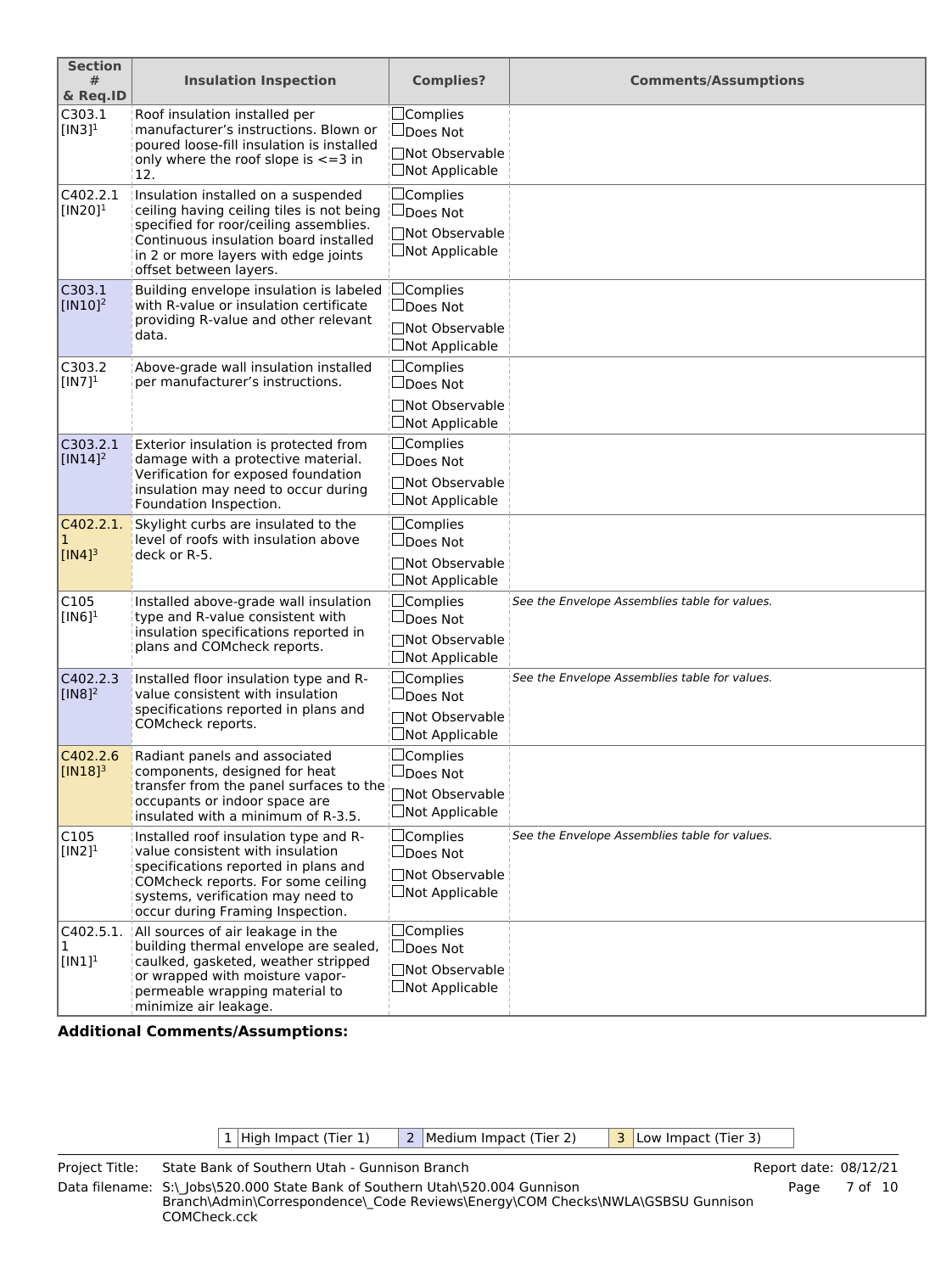| Section # & Req.ID | Insulation Inspection | Complies? | Comments/Assumptions |
|---|---|---|---|
| C303.1 [IN3][1] | Roof insulation installed per manufacturer's instructions. Blown or poured loose-fill insulation is installed only where the roof slope is <=3 in 12. | ☐Complies ☐Does Not ☐Not Observable ☐Not Applicable | |
| C402.2.1 [IN20][1] | Insulation installed on a suspended ceiling having ceiling tiles is not being specified for roor/ceiling assemblies. Continuous insulation board installed in 2 or more layers with edge joints offset between layers. | ☐Complies ☐Does Not ☐Not Observable ☐Not Applicable | |
| C303.1 [IN10][2] | Building envelope insulation is labeled with R-value or insulation certificate providing R-value and other relevant data. | ☐Complies ☐Does Not ☐Not Observable ☐Not Applicable | |
| C303.2 [IN7][1] | Above-grade wall insulation installed per manufacturer's instructions. | ☐Complies ☐Does Not ☐Not Observable ☐Not Applicable | |
| C303.2.1 [IN14][2] | Exterior insulation is protected from damage with a protective material. Verification for exposed foundation insulation may need to occur during Foundation Inspection. | ☐Complies ☐Does Not ☐Not Observable ☐Not Applicable | |
| C402.2.1.1 [IN4][3] | Skylight curbs are insulated to the level of roofs with insulation above deck or R-5. | ☐Complies ☐Does Not ☐Not Observable ☐Not Applicable | |
| C105 [IN6][1] | Installed above-grade wall insulation type and R-value consistent with insulation specifications reported in plans and COMcheck reports. | ☐Complies ☐Does Not ☐Not Observable ☐Not Applicable | *See the Envelope Assemblies table for values.* |
| C402.2.3 [IN8][2] | Installed floor insulation type and R-value consistent with insulation specifications reported in plans and COMcheck reports. | ☐Complies ☐Does Not ☐Not Observable ☐Not Applicable | *See the Envelope Assemblies table for values.* |
| C402.2.6 [IN18][3] | Radiant panels and associated components, designed for heat transfer from the panel surfaces to the occupants or indoor space are insulated with a minimum of R-3.5. | ☐Complies ☐Does Not ☐Not Observable ☐Not Applicable | |
| C105 [IN2][1] | Installed roof insulation type and R-value consistent with insulation specifications reported in plans and COMcheck reports. For some ceiling systems, verification may need to occur during Framing Inspection. | ☐Complies ☐Does Not ☐Not Observable ☐Not Applicable | *See the Envelope Assemblies table for values.* |
| C402.5.1.1 [IN1][1] | All sources of air leakage in the building thermal envelope are sealed, caulked, gasketed, weather stripped or wrapped with moisture vapor-permeable wrapping material to minimize air leakage. | ☐Complies ☐Does Not ☐Not Observable ☐Not Applicable | |

**Additional Comments/Assumptions:**

| 1 | High Impact (Tier 1) | 2 | Medium Impact (Tier 2) | 3 | Low Impact (Tier 3) |
|---|---|---|---|---|---|

Project Title: State Bank of Southern Utah - Gunnison Branch  
Report date: 08/12/21  
Data filename: S:\_Jobs\520.000 State Bank of Southern Utah\520.004 Gunnison Branch\Admin\Correspondence\_Code Reviews\Energy\COM Checks\NWLA\GSBSU Gunnison COMCheck.cck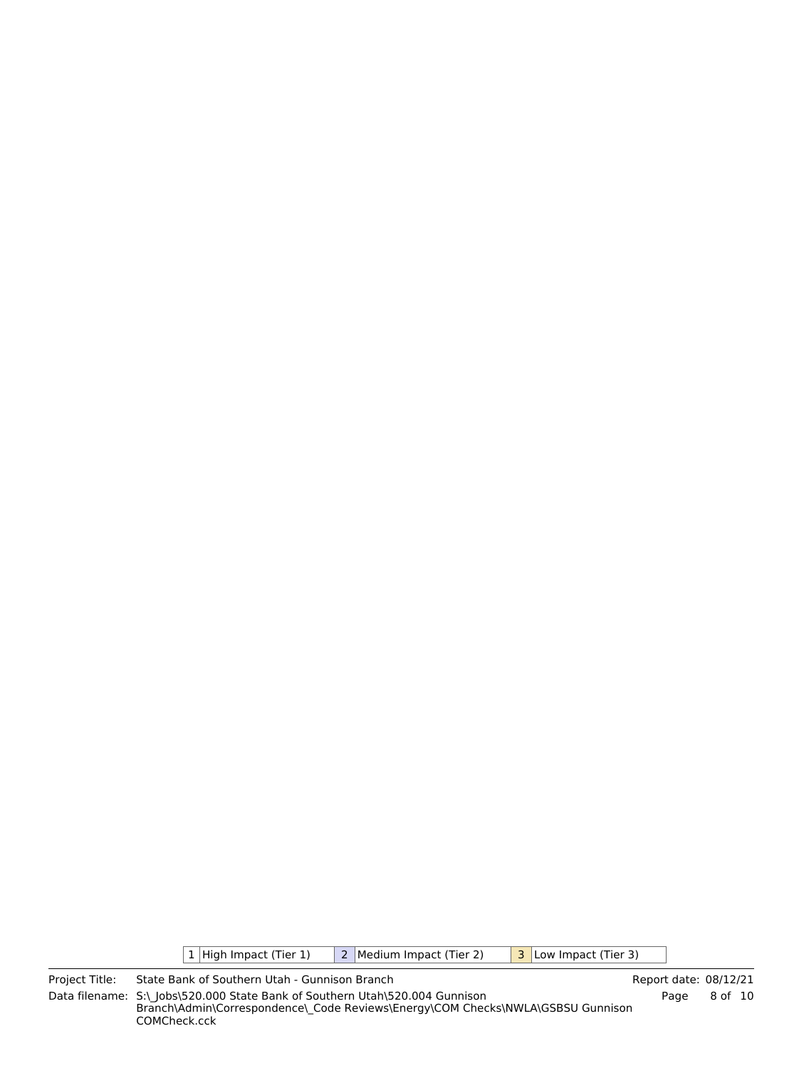| 1 | High Impact (Tier 1) | 2 | Medium Impact (Tier 2) | 3 | Low Impact (Tier 3) |
|---|---|---|---|---|---|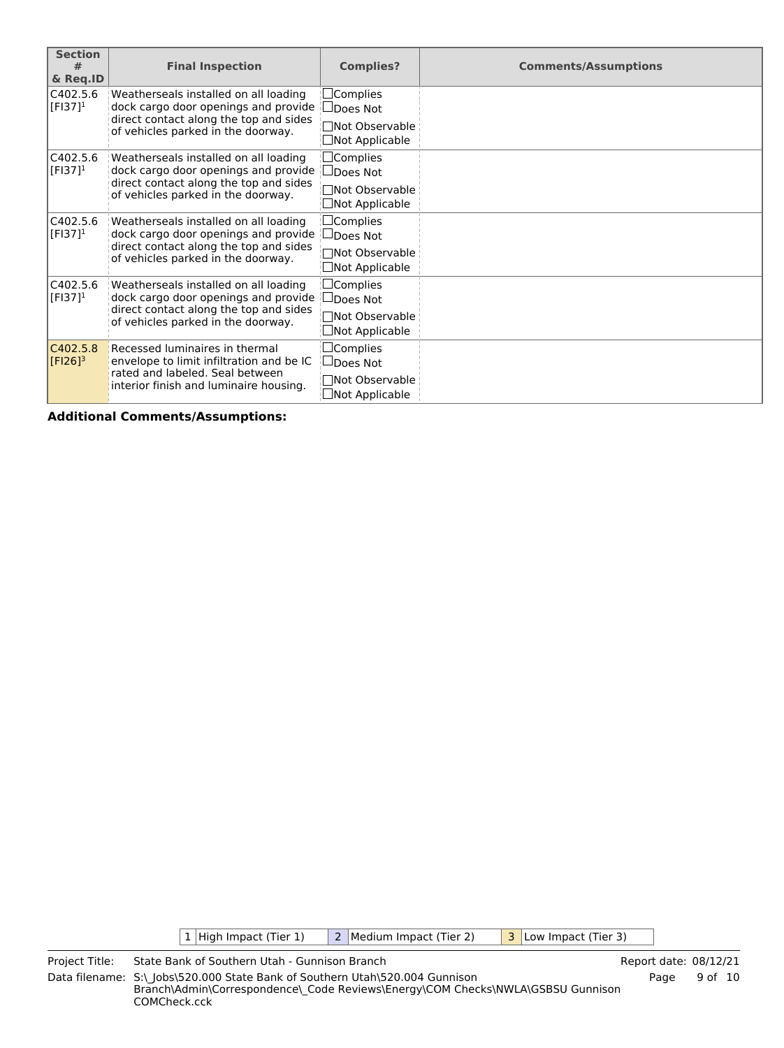| Section # & Req.ID | Final Inspection | Complies? | Comments/Assumptions |
|---|---|---|---|
| C402.5.6 [FI37][1] | Weatherseals installed on all loading dock cargo door openings and provide direct contact along the top and sides of vehicles parked in the doorway. | ☐Complies ☐Does Not ☐Not Observable ☐Not Applicable | |
| C402.5.6 [FI37][1] | Weatherseals installed on all loading dock cargo door openings and provide direct contact along the top and sides of vehicles parked in the doorway. | ☐Complies ☐Does Not ☐Not Observable ☐Not Applicable | |
| C402.5.6 [FI37][1] | Weatherseals installed on all loading dock cargo door openings and provide direct contact along the top and sides of vehicles parked in the doorway. | ☐Complies ☐Does Not ☐Not Observable ☐Not Applicable | |
| C402.5.6 [FI37][1] | Weatherseals installed on all loading dock cargo door openings and provide direct contact along the top and sides of vehicles parked in the doorway. | ☐Complies ☐Does Not ☐Not Observable ☐Not Applicable | |
| C402.5.8 [FI26][3] | Recessed luminaires in thermal envelope to limit infiltration and be IC rated and labeled. Seal between interior finish and luminaire housing. | ☐Complies ☐Does Not ☐Not Observable ☐Not Applicable | |

**Additional Comments/Assumptions:**

| | | | | | |
|---|---|---|---|---|---|
| 1 | High Impact (Tier 1) | 2 | Medium Impact (Tier 2) | 3 | Low Impact (Tier 3) |

Project Title: State Bank of Southern Utah - Gunnison Branch

Report date: 08/12/21

Data filename: S:\_Jobs\520.000 State Bank of Southern Utah\520.004 Gunnison Branch\Admin\Correspondence\_Code Reviews\Energy\COM Checks\NWLA\GSBSU Gunnison COMCheck.cck